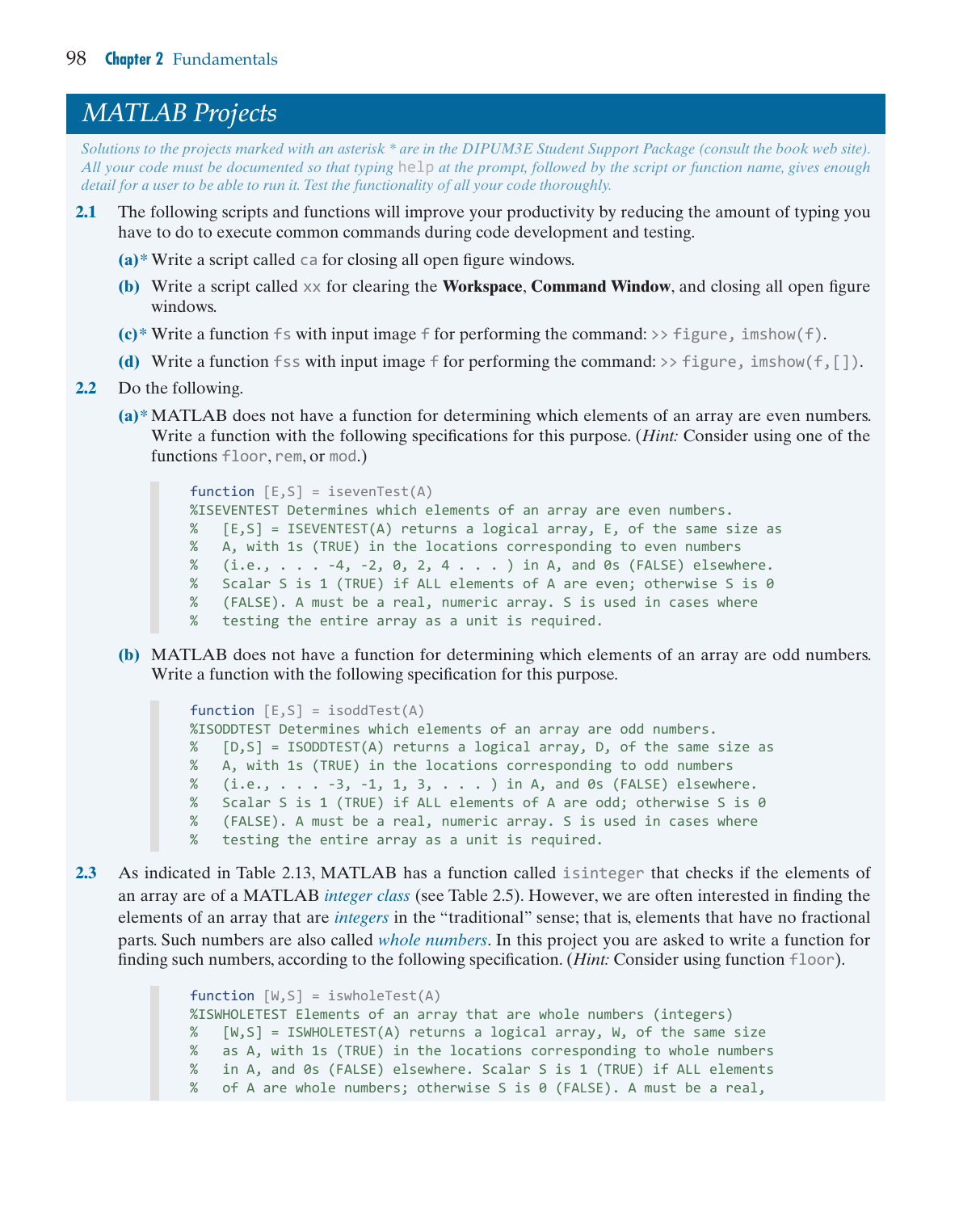# MATLAB Projects

*Solutions to the projects marked with an asterisk * are in the DIPUM3E Student Support Package (consult the book web site). All your code must be documented so that typing* `help` *at the prompt, followed by the script or function name, gives enough detail for a user to be able to run it. Test the functionality of all your code thoroughly.*

**2.1** The following scripts and functions will improve your productivity by reducing the amount of typing you have to do to execute common commands during code development and testing.

**(a)*** Write a script called `ca` for closing all open figure windows.

**(b)** Write a script called `xx` for clearing the **Workspace**, **Command Window**, and closing all open figure windows.

**(c)*** Write a function `fs` with input image `f` for performing the command: `>> figure, imshow(f)`.

**(d)** Write a function `fss` with input image `f` for performing the command: `>> figure, imshow(f,[])`.

**2.2** Do the following.

**(a)*** MATLAB does not have a function for determining which elements of an array are even numbers. Write a function with the following specifications for this purpose. (*Hint:* Consider using one of the functions `floor`, `rem`, or `mod`.)

```
function [E,S] = isevenTest(A)
%ISEVENTEST Determines which elements of an array are even numbers.
%   [E,S] = ISEVENTEST(A) returns a logical array, E, of the same size as
%   A, with 1s (TRUE) in the locations corresponding to even numbers
%   (i.e., . . . -4, -2, 0, 2, 4 . . . ) in A, and 0s (FALSE) elsewhere.
%   Scalar S is 1 (TRUE) if ALL elements of A are even; otherwise S is 0
%   (FALSE). A must be a real, numeric array. S is used in cases where
%   testing the entire array as a unit is required.
```

**(b)** MATLAB does not have a function for determining which elements of an array are odd numbers. Write a function with the following specification for this purpose.

```
function [E,S] = isoddTest(A)
%ISODDTEST Determines which elements of an array are odd numbers.
%   [D,S] = ISODDTEST(A) returns a logical array, D, of the same size as
%   A, with 1s (TRUE) in the locations corresponding to odd numbers
%   (i.e., . . . -3, -1, 1, 3, . . . ) in A, and 0s (FALSE) elsewhere.
%   Scalar S is 1 (TRUE) if ALL elements of A are odd; otherwise S is 0
%   (FALSE). A must be a real, numeric array. S is used in cases where
%   testing the entire array as a unit is required.
```

**2.3** As indicated in Table 2.13, MATLAB has a function called `isinteger` that checks if the elements of an array are of a MATLAB *integer class* (see Table 2.5). However, we are often interested in finding the elements of an array that are *integers* in the "traditional" sense; that is, elements that have no fractional parts. Such numbers are also called *whole numbers*. In this project you are asked to write a function for finding such numbers, according to the following specification. (*Hint:* Consider using function `floor`).

```
function [W,S] = iswholeTest(A)
%ISWHOLETEST Elements of an array that are whole numbers (integers)
%   [W,S] = ISWHOLETEST(A) returns a logical array, W, of the same size
%   as A, with 1s (TRUE) in the locations corresponding to whole numbers
%   in A, and 0s (FALSE) elsewhere. Scalar S is 1 (TRUE) if ALL elements
%   of A are whole numbers; otherwise S is 0 (FALSE). A must be a real,
```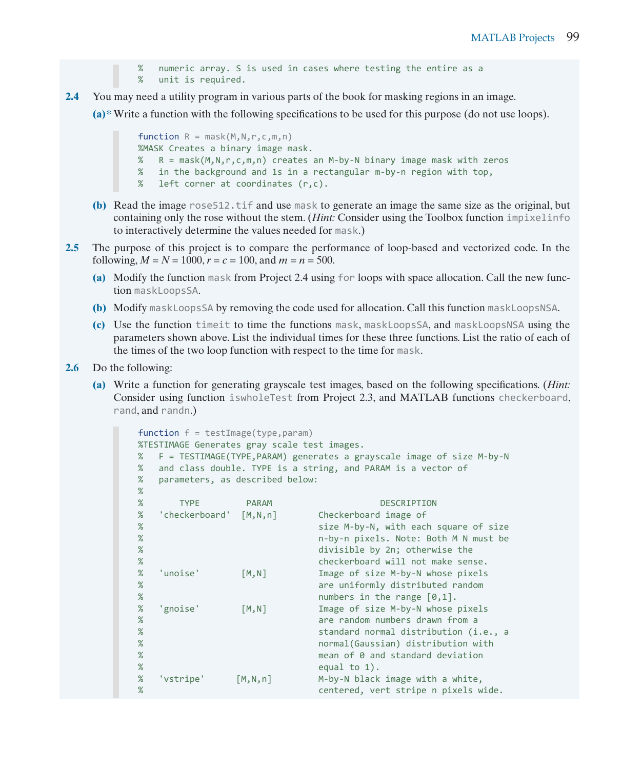```
%   numeric array. S is used in cases where testing the entire as a
%   unit is required.
```

**2.4** You may need a utility program in various parts of the book for masking regions in an image.

**(a)*** Write a function with the following specifications to be used for this purpose (do not use loops).

```
function R = mask(M,N,r,c,m,n)
%MASK Creates a binary image mask.
%   R = mask(M,N,r,c,m,n) creates an M-by-N binary image mask with zeros
%   in the background and 1s in a rectangular m-by-n region with top,
%   left corner at coordinates (r,c).
```

**(b)** Read the image `rose512.tif` and use `mask` to generate an image the same size as the original, but containing only the rose without the stem. (*Hint:* Consider using the Toolbox function `impixelinfo` to interactively determine the values needed for `mask`.)

**2.5** The purpose of this project is to compare the performance of loop-based and vectorized code. In the following, $M = N = 1000$, $r = c = 100$, and $m = n = 500$.

**(a)** Modify the function `mask` from Project 2.4 using `for` loops with space allocation. Call the new function `maskLoopsSA`.

**(b)** Modify `maskLoopsSA` by removing the code used for allocation. Call this function `maskLoopsNSA`.

**(c)** Use the function `timeit` to time the functions `mask`, `maskLoopsSA`, and `maskLoopsNSA` using the parameters shown above. List the individual times for these three functions. List the ratio of each of the times of the two loop function with respect to the time for `mask`.

**2.6** Do the following:

**(a)** Write a function for generating grayscale test images, based on the following specifications. (*Hint:* Consider using function `iswholeTest` from Project 2.3, and MATLAB functions `checkerboard`, `rand`, and `randn`.)

```
function f = testImage(type,param)
%TESTIMAGE Generates gray scale test images.
%   F = TESTIMAGE(TYPE,PARAM) generates a grayscale image of size M-by-N
%   and class double. TYPE is a string, and PARAM is a vector of
%   parameters, as described below:
%
%       TYPE         PARAM                    DESCRIPTION
%   'checkerboard'  [M,N,n]       Checkerboard image of
%                                 size M-by-N, with each square of size
%                                 n-by-n pixels. Note: Both M N must be
%                                 divisible by 2n; otherwise the
%                                 checkerboard will not make sense.
%   'unoise'        [M,N]         Image of size M-by-N whose pixels
%                                 are uniformly distributed random
%                                 numbers in the range [0,1].
%   'gnoise'        [M,N]         Image of size M-by-N whose pixels
%                                 are random numbers drawn from a
%                                 standard normal distribution (i.e., a
%                                 normal(Gaussian) distribution with
%                                 mean of 0 and standard deviation
%                                 equal to 1).
%   'vstripe'      [M,N,n]        M-by-N black image with a white,
%                                 centered, vert stripe n pixels wide.
```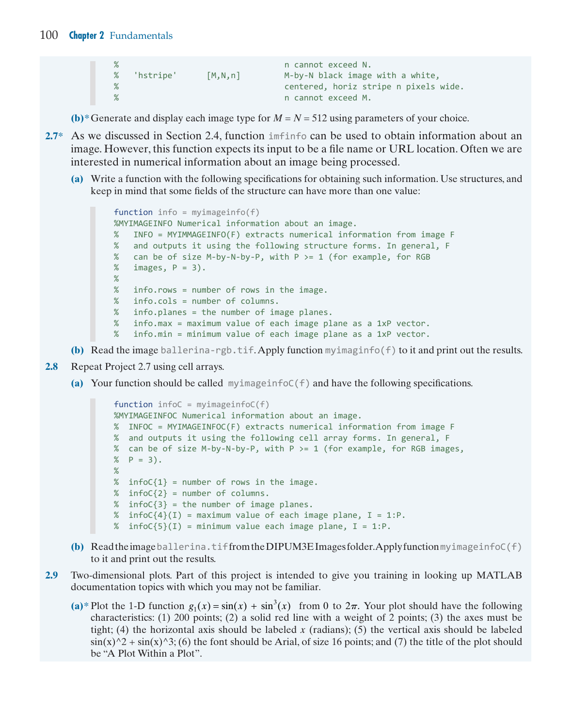```
%                                   n cannot exceed N.
%   'hstripe'      [M,N,n]         M-by-N black image with a white,
%                                   centered, horiz stripe n pixels wide.
%                                   n cannot exceed M.
```

**(b)*** Generate and display each image type for $M = N = 512$ using parameters of your choice.

**2.7*** As we discussed in Section 2.4, function `imfinfo` can be used to obtain information about an image. However, this function expects its input to be a file name or URL location. Often we are interested in numerical information about an image being processed.

**(a)** Write a function with the following specifications for obtaining such information. Use structures, and keep in mind that some fields of the structure can have more than one value:

```
function info = myimageinfo(f)
%MYIMAGEINFO Numerical information about an image.
%   INFO = MYIMMAGEINFO(F) extracts numerical information from image F
%   and outputs it using the following structure forms. In general, F
%   can be of size M-by-N-by-P, with P >= 1 (for example, for RGB
%   images, P = 3).
%
%   info.rows = number of rows in the image.
%   info.cols = number of columns.
%   info.planes = the number of image planes.
%   info.max = maximum value of each image plane as a 1xP vector.
%   info.min = minimum value of each image plane as a 1xP vector.
```

**(b)** Read the image `ballerina-rgb.tif`. Apply function `myimaginfo(f)` to it and print out the results.

**2.8** Repeat Project 2.7 using cell arrays.

**(a)** Your function should be called `myimageinfoC(f)` and have the following specifications.

```
function infoC = myimageinfoC(f)
%MYIMAGEINFOC Numerical information about an image.
%  INFOC = MYIMAGEINFOC(F) extracts numerical information from image F
%  and outputs it using the following cell array forms. In general, F
%  can be of size M-by-N-by-P, with P >= 1 (for example, for RGB images,
%  P = 3).
%
%  infoC{1} = number of rows in the image.
%  infoC{2} = number of columns.
%  infoC{3} = the number of image planes.
%  infoC{4}(I) = maximum value of each image plane, I = 1:P.
%  infoC{5}(I) = minimum value each image plane, I = 1:P.
```

**(b)** Read the image `ballerina.tif` from the DIPUM3E Images folder. Apply function `myimageinfoC(f)` to it and print out the results.

**2.9** Two-dimensional plots. Part of this project is intended to give you training in looking up MATLAB documentation topics with which you may not be familiar.

**(a)*** Plot the 1-D function $g_1(x) = \sin(x) + \sin^3(x)$ from 0 to $2\pi$. Your plot should have the following characteristics: (1) 200 points; (2) a solid red line with a weight of 2 points; (3) the axes must be tight; (4) the horizontal axis should be labeled x (radians); (5) the vertical axis should be labeled sin(x)^2 + sin(x)^3; (6) the font should be Arial, of size 16 points; and (7) the title of the plot should be "A Plot Within a Plot".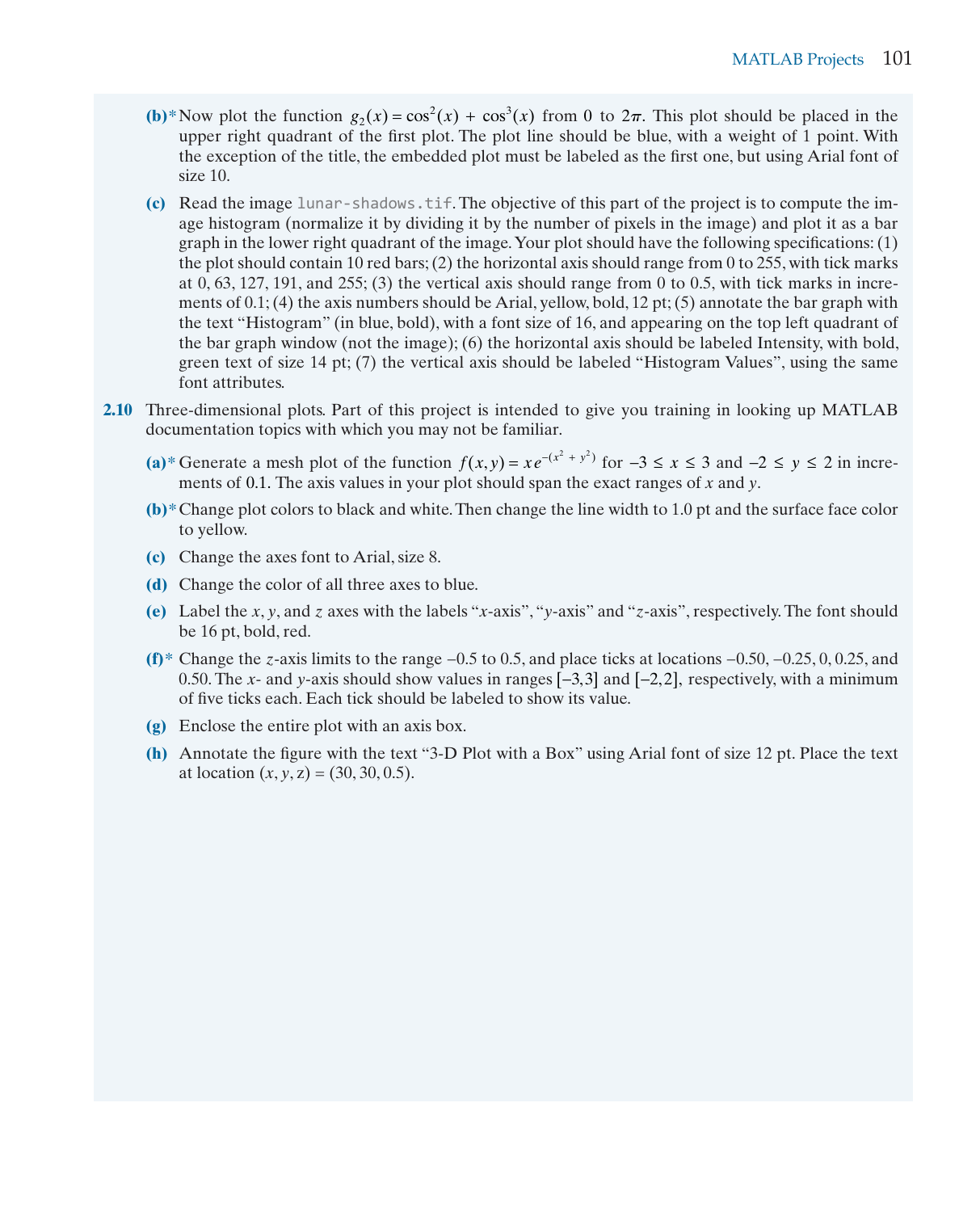**(b)*** Now plot the function $g_2(x) = \cos^2(x) + \cos^3(x)$ from 0 to $2\pi$. This plot should be placed in the upper right quadrant of the first plot. The plot line should be blue, with a weight of 1 point. With the exception of the title, the embedded plot must be labeled as the first one, but using Arial font of size 10.

**(c)** Read the image `lunar-shadows.tif`. The objective of this part of the project is to compute the image histogram (normalize it by dividing it by the number of pixels in the image) and plot it as a bar graph in the lower right quadrant of the image. Your plot should have the following specifications: (1) the plot should contain 10 red bars; (2) the horizontal axis should range from 0 to 255, with tick marks at 0, 63, 127, 191, and 255; (3) the vertical axis should range from 0 to 0.5, with tick marks in increments of 0.1; (4) the axis numbers should be Arial, yellow, bold, 12 pt; (5) annotate the bar graph with the text "Histogram" (in blue, bold), with a font size of 16, and appearing on the top left quadrant of the bar graph window (not the image); (6) the horizontal axis should be labeled Intensity, with bold, green text of size 14 pt; (7) the vertical axis should be labeled "Histogram Values", using the same font attributes.

**2.10** Three-dimensional plots. Part of this project is intended to give you training in looking up MATLAB documentation topics with which you may not be familiar.

**(a)*** Generate a mesh plot of the function $f(x, y) = xe^{-(x^2 + y^2)}$ for $-3 \le x \le 3$ and $-2 \le y \le 2$ in increments of 0.1. The axis values in your plot should span the exact ranges of $x$ and $y$.

**(b)*** Change plot colors to black and white. Then change the line width to 1.0 pt and the surface face color to yellow.

**(c)** Change the axes font to Arial, size 8.

**(d)** Change the color of all three axes to blue.

**(e)** Label the $x$, $y$, and $z$ axes with the labels "$x$-axis", "$y$-axis" and "$z$-axis", respectively. The font should be 16 pt, bold, red.

**(f)*** Change the $z$-axis limits to the range $-0.5$ to 0.5, and place ticks at locations $-0.50$, $-0.25$, 0, 0.25, and 0.50. The $x$- and $y$-axis should show values in ranges $[-3, 3]$ and $[-2, 2]$, respectively, with a minimum of five ticks each. Each tick should be labeled to show its value.

**(g)** Enclose the entire plot with an axis box.

**(h)** Annotate the figure with the text "3-D Plot with a Box" using Arial font of size 12 pt. Place the text at location $(x, y, z) = (30, 30, 0.5)$.